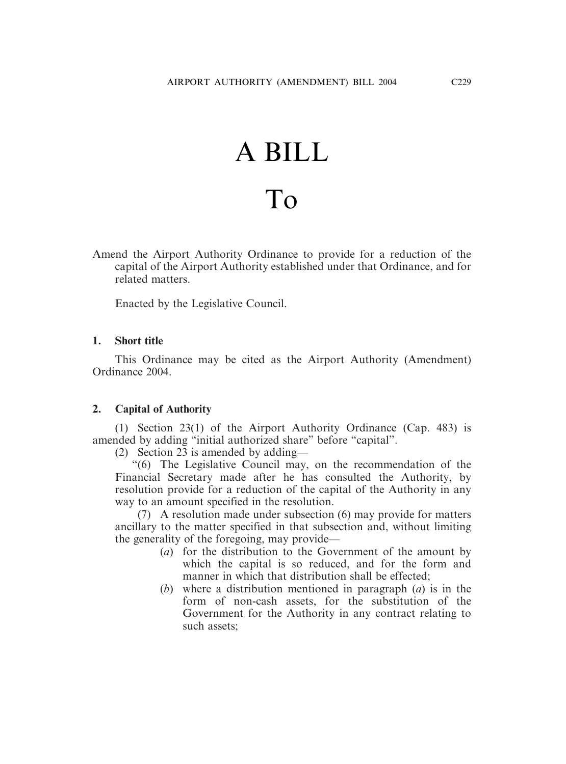# A BILL

# To

Amend the Airport Authority Ordinance to provide for a reduction of the capital of the Airport Authority established under that Ordinance, and for related matters.

Enacted by the Legislative Council.

### 1. Short title

This Ordinance may be cited as the Airport Authority (Amendment) Ordinance 2004.

### 2. Capital of Authority

(1) Section 23(1) of the Airport Authority Ordinance (Cap. 483) is amended by adding "initial authorized share" before "capital".

(2) Section 23 is amended by adding—

"(6) The Legislative Council may, on the recommendation of the Financial Secretary made after he has consulted the Authority, by resolution provide for a reduction of the capital of the Authority in any way to an amount specified in the resolution.

(7) A resolution made under subsection (6) may provide for matters ancillary to the matter specified in that subsection and, without limiting the generality of the foregoing, may provide—

- (*a*) for the distribution to the Government of the amount by which the capital is so reduced, and for the form and manner in which that distribution shall be effected;
- (*b*) where a distribution mentioned in paragraph (*a*) is in the form of non-cash assets, for the substitution of the Government for the Authority in any contract relating to such assets;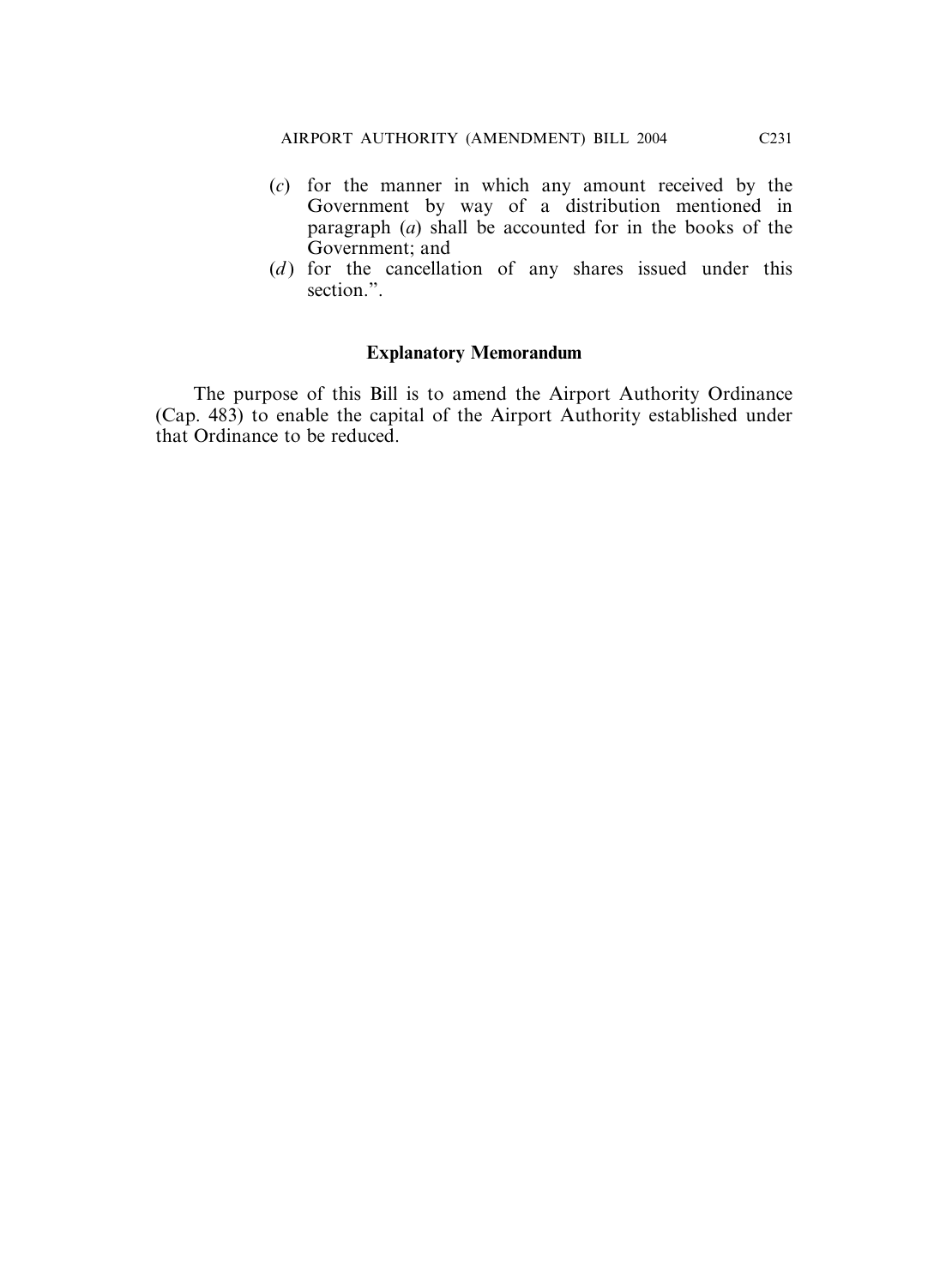(*c*) for the manner in which any amount received by the Government by way of a distribution mentioned in paragraph (*a*) shall be accounted for in the books of the Government; and

(*d*) for the cancellation of any shares issued under this section.".

**Explanatory Memorandum**

The purpose of this Bill is to amend the Airport Authority Ordinance (Cap. 483) to enable the capital of the Airport Authority established under that Ordinance to be reduced.